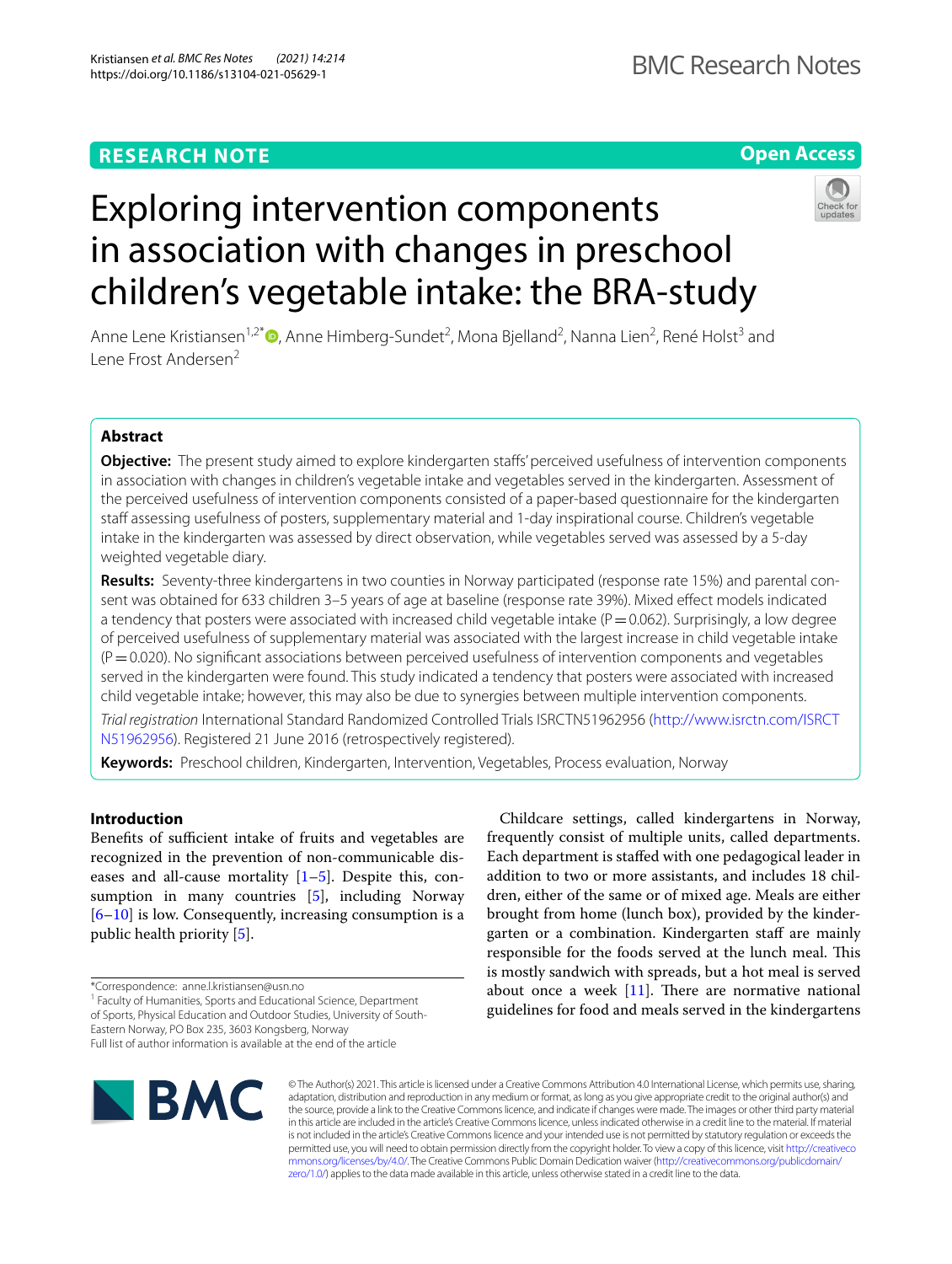RESEARCH NOTE

Open Access

# Exploring intervention components in association with changes in preschool children's vegetable intake: the BRA-study

Anne Lene Kristiansen[1,2*], Anne Himberg-Sundet[2], Mona Bjelland[2], Nanna Lien[2], René Holst[3] and Lene Frost Andersen[2]

## Abstract

**Objective:** The present study aimed to explore kindergarten staffs' perceived usefulness of intervention components in association with changes in children's vegetable intake and vegetables served in the kindergarten. Assessment of the perceived usefulness of intervention components consisted of a paper-based questionnaire for the kindergarten staff assessing usefulness of posters, supplementary material and 1-day inspirational course. Children's vegetable intake in the kindergarten was assessed by direct observation, while vegetables served was assessed by a 5-day weighted vegetable diary.

**Results:** Seventy-three kindergartens in two counties in Norway participated (response rate 15%) and parental consent was obtained for 633 children 3–5 years of age at baseline (response rate 39%). Mixed effect models indicated a tendency that posters were associated with increased child vegetable intake (P = 0.062). Surprisingly, a low degree of perceived usefulness of supplementary material was associated with the largest increase in child vegetable intake (P = 0.020). No significant associations between perceived usefulness of intervention components and vegetables served in the kindergarten were found. This study indicated a tendency that posters were associated with increased child vegetable intake; however, this may also be due to synergies between multiple intervention components.

*Trial registration* International Standard Randomized Controlled Trials ISRCTN51962956 (http://www.isrctn.com/ISRCTN51962956). Registered 21 June 2016 (retrospectively registered).

**Keywords:** Preschool children, Kindergarten, Intervention, Vegetables, Process evaluation, Norway

## Introduction

Benefits of sufficient intake of fruits and vegetables are recognized in the prevention of non-communicable diseases and all-cause mortality [1–5]. Despite this, consumption in many countries [5], including Norway [6–10] is low. Consequently, increasing consumption is a public health priority [5].

Childcare settings, called kindergartens in Norway, frequently consist of multiple units, called departments. Each department is staffed with one pedagogical leader in addition to two or more assistants, and includes 18 children, either of the same or of mixed age. Meals are either brought from home (lunch box), provided by the kindergarten or a combination. Kindergarten staff are mainly responsible for the foods served at the lunch meal. This is mostly sandwich with spreads, but a hot meal is served about once a week [11]. There are normative national guidelines for food and meals served in the kindergartens

*Correspondence: anne.l.kristiansen@usn.no
[1] Faculty of Humanities, Sports and Educational Science, Department of Sports, Physical Education and Outdoor Studies, University of South-Eastern Norway, PO Box 235, 3603 Kongsberg, Norway
Full list of author information is available at the end of the article

© The Author(s) 2021. This article is licensed under a Creative Commons Attribution 4.0 International License, which permits use, sharing, adaptation, distribution and reproduction in any medium or format, as long as you give appropriate credit to the original author(s) and the source, provide a link to the Creative Commons licence, and indicate if changes were made. The images or other third party material in this article are included in the article's Creative Commons licence, unless indicated otherwise in a credit line to the material. If material is not included in the article's Creative Commons licence and your intended use is not permitted by statutory regulation or exceeds the permitted use, you will need to obtain permission directly from the copyright holder. To view a copy of this licence, visit http://creativecommons.org/licenses/by/4.0/. The Creative Commons Public Domain Dedication waiver (http://creativecommons.org/publicdomain/zero/1.0/) applies to the data made available in this article, unless otherwise stated in a credit line to the data.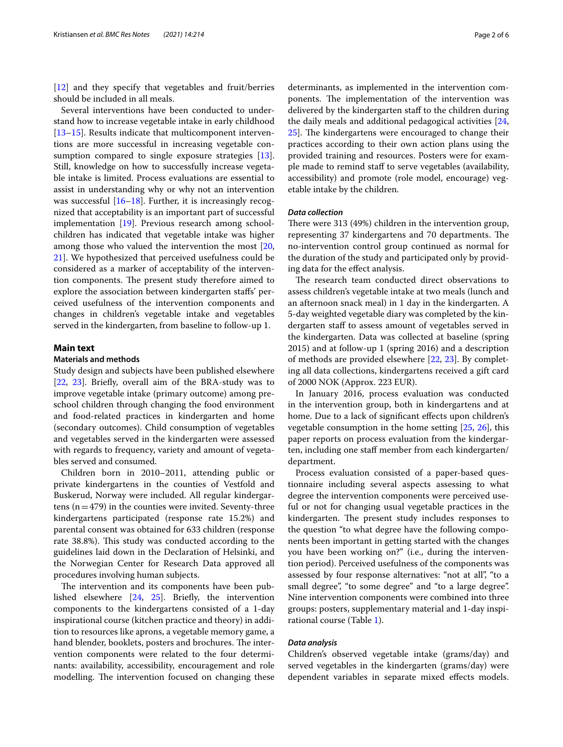[12] and they specify that vegetables and fruit/berries should be included in all meals.

Several interventions have been conducted to understand how to increase vegetable intake in early childhood [13–15]. Results indicate that multicomponent interventions are more successful in increasing vegetable consumption compared to single exposure strategies [13]. Still, knowledge on how to successfully increase vegetable intake is limited. Process evaluations are essential to assist in understanding why or why not an intervention was successful [16–18]. Further, it is increasingly recognized that acceptability is an important part of successful implementation [19]. Previous research among schoolchildren has indicated that vegetable intake was higher among those who valued the intervention the most [20, 21]. We hypothesized that perceived usefulness could be considered as a marker of acceptability of the intervention components. The present study therefore aimed to explore the association between kindergarten staffs' perceived usefulness of the intervention components and changes in children's vegetable intake and vegetables served in the kindergarten, from baseline to follow-up 1.

## Main text

### Materials and methods

Study design and subjects have been published elsewhere [22, 23]. Briefly, overall aim of the BRA-study was to improve vegetable intake (primary outcome) among preschool children through changing the food environment and food-related practices in kindergarten and home (secondary outcomes). Child consumption of vegetables and vegetables served in the kindergarten were assessed with regards to frequency, variety and amount of vegetables served and consumed.

Children born in 2010–2011, attending public or private kindergartens in the counties of Vestfold and Buskerud, Norway were included. All regular kindergartens (n = 479) in the counties were invited. Seventy-three kindergartens participated (response rate 15.2%) and parental consent was obtained for 633 children (response rate 38.8%). This study was conducted according to the guidelines laid down in the Declaration of Helsinki, and the Norwegian Center for Research Data approved all procedures involving human subjects.

The intervention and its components have been published elsewhere [24, 25]. Briefly, the intervention components to the kindergartens consisted of a 1-day inspirational course (kitchen practice and theory) in addition to resources like aprons, a vegetable memory game, a hand blender, booklets, posters and brochures. The intervention components were related to the four determinants: availability, accessibility, encouragement and role modelling. The intervention focused on changing these determinants, as implemented in the intervention components. The implementation of the intervention was delivered by the kindergarten staff to the children during the daily meals and additional pedagogical activities [24, 25]. The kindergartens were encouraged to change their practices according to their own action plans using the provided training and resources. Posters were for example made to remind staff to serve vegetables (availability, accessibility) and promote (role model, encourage) vegetable intake by the children.

#### *Data collection*

There were 313 (49%) children in the intervention group, representing 37 kindergartens and 70 departments. The no-intervention control group continued as normal for the duration of the study and participated only by providing data for the effect analysis.

The research team conducted direct observations to assess children's vegetable intake at two meals (lunch and an afternoon snack meal) in 1 day in the kindergarten. A 5-day weighted vegetable diary was completed by the kindergarten staff to assess amount of vegetables served in the kindergarten. Data was collected at baseline (spring 2015) and at follow-up 1 (spring 2016) and a description of methods are provided elsewhere [22, 23]. By completing all data collections, kindergartens received a gift card of 2000 NOK (Approx. 223 EUR).

In January 2016, process evaluation was conducted in the intervention group, both in kindergartens and at home. Due to a lack of significant effects upon children's vegetable consumption in the home setting [25, 26], this paper reports on process evaluation from the kindergarten, including one staff member from each kindergarten/department.

Process evaluation consisted of a paper-based questionnaire including several aspects assessing to what degree the intervention components were perceived useful or not for changing usual vegetable practices in the kindergarten. The present study includes responses to the question "to what degree have the following components been important in getting started with the changes you have been working on?" (i.e., during the intervention period). Perceived usefulness of the components was assessed by four response alternatives: "not at all", "to a small degree", "to some degree" and "to a large degree". Nine intervention components were combined into three groups: posters, supplementary material and 1-day inspirational course (Table 1).

#### *Data analysis*

Children's observed vegetable intake (grams/day) and served vegetables in the kindergarten (grams/day) were dependent variables in separate mixed effects models.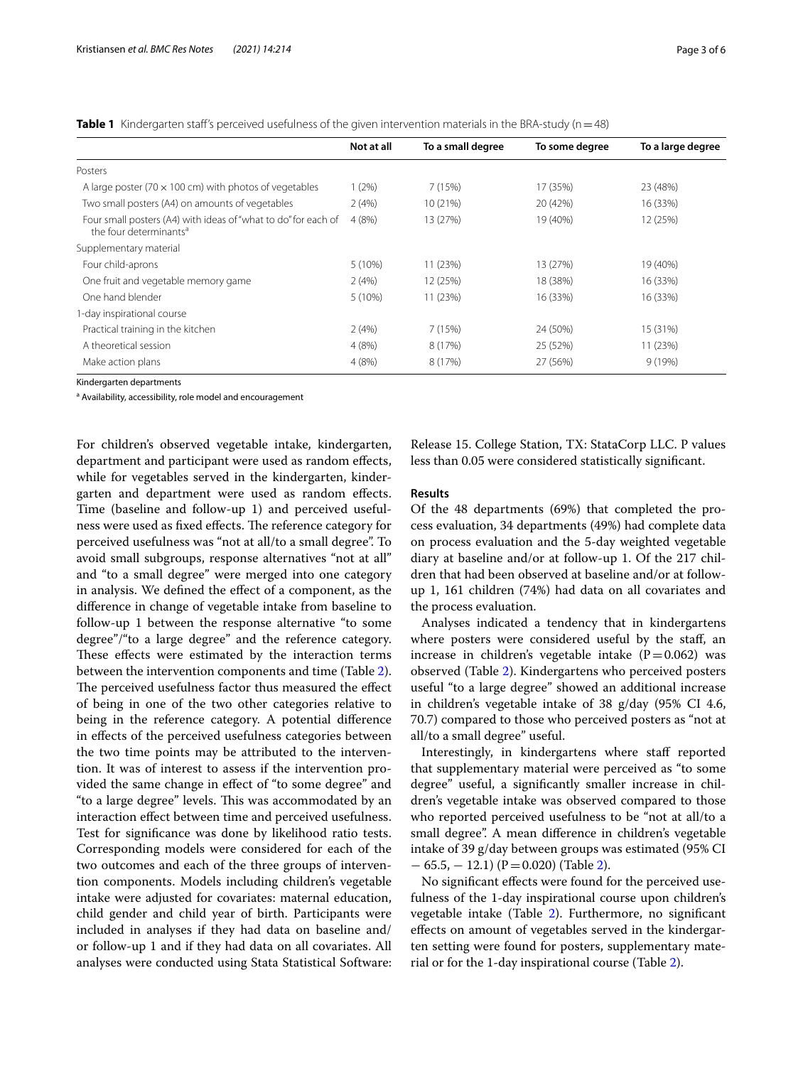**Table 1** Kindergarten staff's perceived usefulness of the given intervention materials in the BRA-study (n = 48)

| | Not at all | To a small degree | To some degree | To a large degree |
|---|---|---|---|---|
| Posters | | | | |
| A large poster (70 × 100 cm) with photos of vegetables | 1 (2%) | 7 (15%) | 17 (35%) | 23 (48%) |
| Two small posters (A4) on amounts of vegetables | 2 (4%) | 10 (21%) | 20 (42%) | 16 (33%) |
| Four small posters (A4) with ideas of "what to do" for each of the four determinants[a] | 4 (8%) | 13 (27%) | 19 (40%) | 12 (25%) |
| Supplementary material | | | | |
| Four child-aprons | 5 (10%) | 11 (23%) | 13 (27%) | 19 (40%) |
| One fruit and vegetable memory game | 2 (4%) | 12 (25%) | 18 (38%) | 16 (33%) |
| One hand blender | 5 (10%) | 11 (23%) | 16 (33%) | 16 (33%) |
| 1-day inspirational course | | | | |
| Practical training in the kitchen | 2 (4%) | 7 (15%) | 24 (50%) | 15 (31%) |
| A theoretical session | 4 (8%) | 8 (17%) | 25 (52%) | 11 (23%) |
| Make action plans | 4 (8%) | 8 (17%) | 27 (56%) | 9 (19%) |

Kindergarten departments

[a] Availability, accessibility, role model and encouragement

For children's observed vegetable intake, kindergarten, department and participant were used as random effects, while for vegetables served in the kindergarten, kindergarten and department were used as random effects. Time (baseline and follow-up 1) and perceived usefulness were used as fixed effects. The reference category for perceived usefulness was "not at all/to a small degree". To avoid small subgroups, response alternatives "not at all" and "to a small degree" were merged into one category in analysis. We defined the effect of a component, as the difference in change of vegetable intake from baseline to follow-up 1 between the response alternative "to some degree"/"to a large degree" and the reference category. These effects were estimated by the interaction terms between the intervention components and time (Table 2). The perceived usefulness factor thus measured the effect of being in one of the two other categories relative to being in the reference category. A potential difference in effects of the perceived usefulness categories between the two time points may be attributed to the intervention. It was of interest to assess if the intervention provided the same change in effect of "to some degree" and "to a large degree" levels. This was accommodated by an interaction effect between time and perceived usefulness. Test for significance was done by likelihood ratio tests. Corresponding models were considered for each of the two outcomes and each of the three groups of intervention components. Models including children's vegetable intake were adjusted for covariates: maternal education, child gender and child year of birth. Participants were included in analyses if they had data on baseline and/or follow-up 1 and if they had data on all covariates. All analyses were conducted using Stata Statistical Software: Release 15. College Station, TX: StataCorp LLC. P values less than 0.05 were considered statistically significant.

## Results

Of the 48 departments (69%) that completed the process evaluation, 34 departments (49%) had complete data on process evaluation and the 5-day weighted vegetable diary at baseline and/or at follow-up 1. Of the 217 children that had been observed at baseline and/or at follow-up 1, 161 children (74%) had data on all covariates and the process evaluation.

Analyses indicated a tendency that in kindergartens where posters were considered useful by the staff, an increase in children's vegetable intake ($P = 0.062$) was observed (Table 2). Kindergartens who perceived posters useful "to a large degree" showed an additional increase in children's vegetable intake of 38 g/day (95% CI 4.6, 70.7) compared to those who perceived posters as "not at all/to a small degree" useful.

Interestingly, in kindergartens where staff reported that supplementary material were perceived as "to some degree" useful, a significantly smaller increase in children's vegetable intake was observed compared to those who reported perceived usefulness to be "not at all/to a small degree". A mean difference in children's vegetable intake of 39 g/day between groups was estimated (95% CI − 65.5, − 12.1) ($P = 0.020$) (Table 2).

No significant effects were found for the perceived usefulness of the 1-day inspirational course upon children's vegetable intake (Table 2). Furthermore, no significant effects on amount of vegetables served in the kindergarten setting were found for posters, supplementary material or for the 1-day inspirational course (Table 2).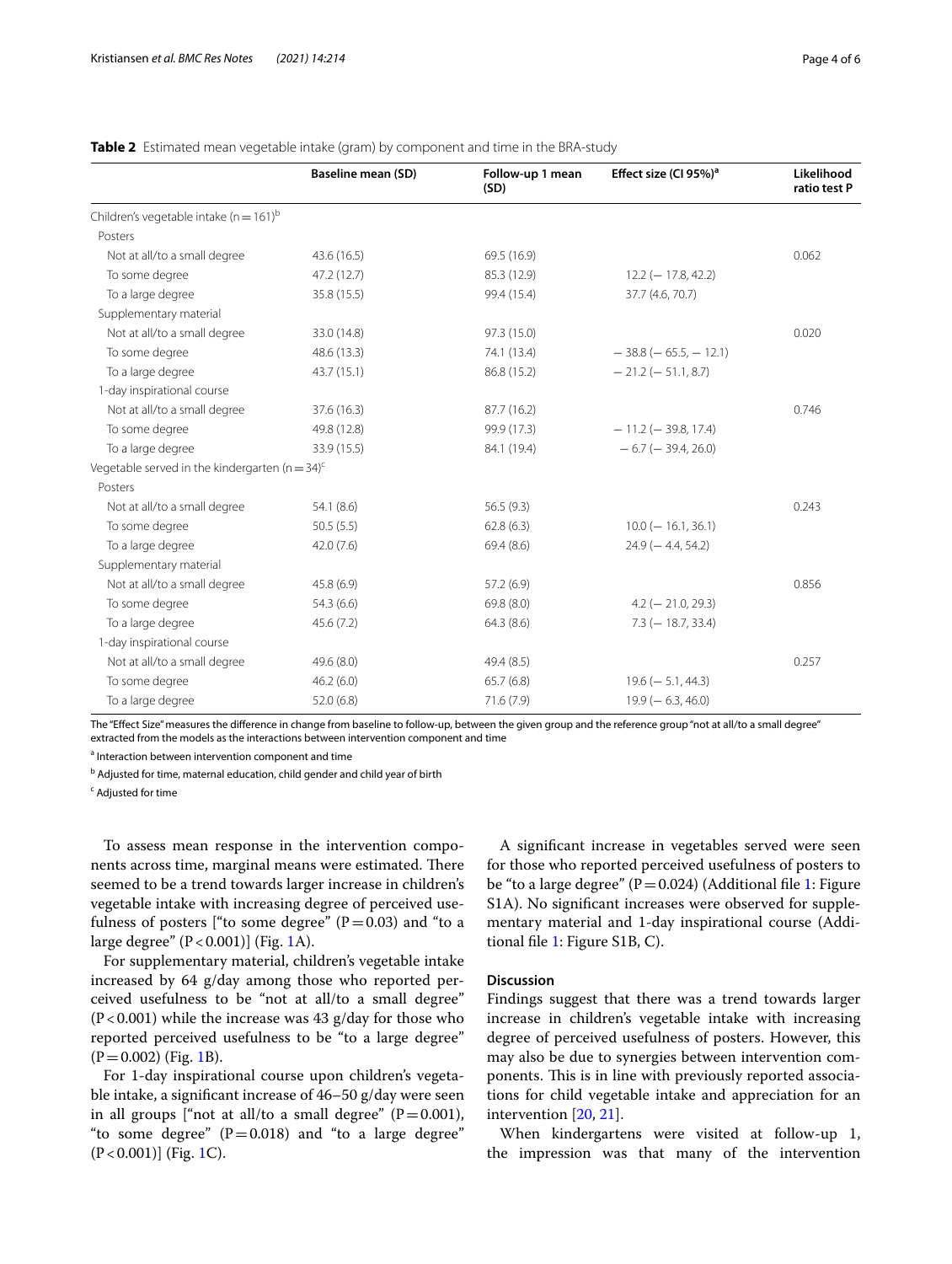**Table 2** Estimated mean vegetable intake (gram) by component and time in the BRA-study

| | Baseline mean (SD) | Follow-up 1 mean (SD) | Effect size (CI 95%)[a] | Likelihood ratio test P |
|---|---|---|---|---|
| Children's vegetable intake (n = 161)[b] | | | | |
| Posters | | | | |
| Not at all/to a small degree | 43.6 (16.5) | 69.5 (16.9) | | 0.062 |
| To some degree | 47.2 (12.7) | 85.3 (12.9) | 12.2 (− 17.8, 42.2) | |
| To a large degree | 35.8 (15.5) | 99.4 (15.4) | 37.7 (4.6, 70.7) | |
| Supplementary material | | | | |
| Not at all/to a small degree | 33.0 (14.8) | 97.3 (15.0) | | 0.020 |
| To some degree | 48.6 (13.3) | 74.1 (13.4) | − 38.8 (− 65.5, − 12.1) | |
| To a large degree | 43.7 (15.1) | 86.8 (15.2) | − 21.2 (− 51.1, 8.7) | |
| 1-day inspirational course | | | | |
| Not at all/to a small degree | 37.6 (16.3) | 87.7 (16.2) | | 0.746 |
| To some degree | 49.8 (12.8) | 99.9 (17.3) | − 11.2 (− 39.8, 17.4) | |
| To a large degree | 33.9 (15.5) | 84.1 (19.4) | − 6.7 (− 39.4, 26.0) | |
| Vegetable served in the kindergarten (n = 34)[c] | | | | |
| Posters | | | | |
| Not at all/to a small degree | 54.1 (8.6) | 56.5 (9.3) | | 0.243 |
| To some degree | 50.5 (5.5) | 62.8 (6.3) | 10.0 (− 16.1, 36.1) | |
| To a large degree | 42.0 (7.6) | 69.4 (8.6) | 24.9 (− 4.4, 54.2) | |
| Supplementary material | | | | |
| Not at all/to a small degree | 45.8 (6.9) | 57.2 (6.9) | | 0.856 |
| To some degree | 54.3 (6.6) | 69.8 (8.0) | 4.2 (− 21.0, 29.3) | |
| To a large degree | 45.6 (7.2) | 64.3 (8.6) | 7.3 (− 18.7, 33.4) | |
| 1-day inspirational course | | | | |
| Not at all/to a small degree | 49.6 (8.0) | 49.4 (8.5) | | 0.257 |
| To some degree | 46.2 (6.0) | 65.7 (6.8) | 19.6 (− 5.1, 44.3) | |
| To a large degree | 52.0 (6.8) | 71.6 (7.9) | 19.9 (− 6.3, 46.0) | |

The "Effect Size" measures the difference in change from baseline to follow-up, between the given group and the reference group "not at all/to a small degree" extracted from the models as the interactions between intervention component and time

[a] Interaction between intervention component and time

[b] Adjusted for time, maternal education, child gender and child year of birth

[c] Adjusted for time

To assess mean response in the intervention components across time, marginal means were estimated. There seemed to be a trend towards larger increase in children's vegetable intake with increasing degree of perceived usefulness of posters ["to some degree" ($P = 0.03$) and "to a large degree" ($P < 0.001$)] (Fig. 1A).

For supplementary material, children's vegetable intake increased by 64 g/day among those who reported perceived usefulness to be "not at all/to a small degree" ($P < 0.001$) while the increase was 43 g/day for those who reported perceived usefulness to be "to a large degree" ($P = 0.002$) (Fig. 1B).

For 1-day inspirational course upon children's vegetable intake, a significant increase of 46–50 g/day were seen in all groups ["not at all/to a small degree" ($P = 0.001$), "to some degree" ($P = 0.018$) and "to a large degree" ($P < 0.001$)] (Fig. 1C).

A significant increase in vegetables served were seen for those who reported perceived usefulness of posters to be "to a large degree" ($P = 0.024$) (Additional file 1: Figure S1A). No significant increases were observed for supplementary material and 1-day inspirational course (Additional file 1: Figure S1B, C).

## Discussion

Findings suggest that there was a trend towards larger increase in children's vegetable intake with increasing degree of perceived usefulness of posters. However, this may also be due to synergies between intervention components. This is in line with previously reported associations for child vegetable intake and appreciation for an intervention [20, 21].

When kindergartens were visited at follow-up 1, the impression was that many of the intervention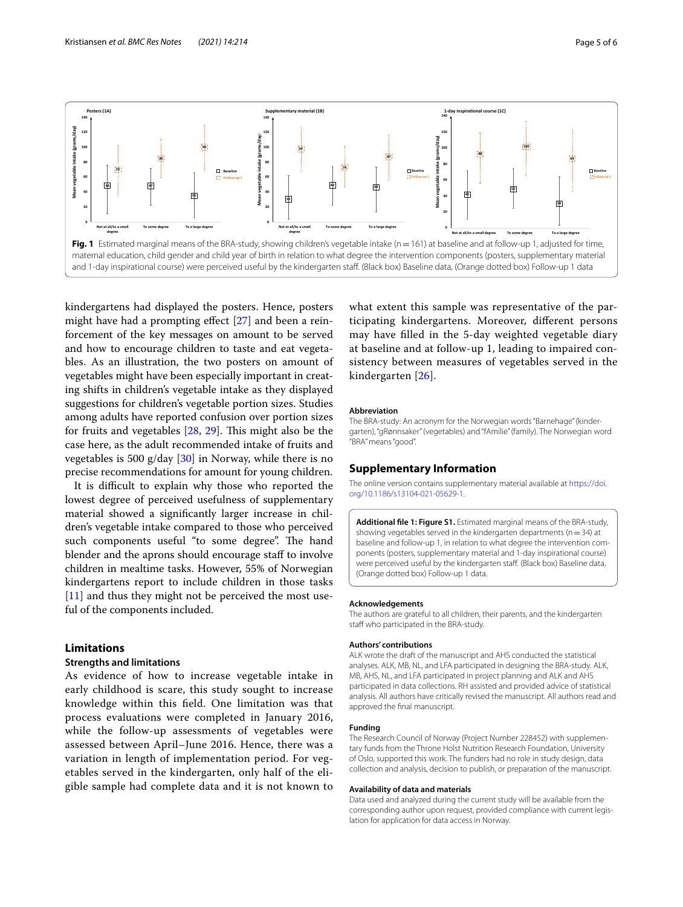**Fig. 1** Estimated marginal means of the BRA-study, showing children's vegetable intake (n = 161) at baseline and at follow-up 1, adjusted for time, maternal education, child gender and child year of birth in relation to what degree the intervention components (posters, supplementary material and 1-day inspirational course) were perceived useful by the kindergarten staff. (Black box) Baseline data, (Orange dotted box) Follow-up 1 data

kindergartens had displayed the posters. Hence, posters might have had a prompting effect [27] and been a reinforcement of the key messages on amount to be served and how to encourage children to taste and eat vegetables. As an illustration, the two posters on amount of vegetables might have been especially important in creating shifts in children's vegetable intake as they displayed suggestions for children's vegetable portion sizes. Studies among adults have reported confusion over portion sizes for fruits and vegetables [28, 29]. This might also be the case here, as the adult recommended intake of fruits and vegetables is 500 g/day [30] in Norway, while there is no precise recommendations for amount for young children.

It is difficult to explain why those who reported the lowest degree of perceived usefulness of supplementary material showed a significantly larger increase in children's vegetable intake compared to those who perceived such components useful "to some degree". The hand blender and the aprons should encourage staff to involve children in mealtime tasks. However, 55% of Norwegian kindergartens report to include children in those tasks [11] and thus they might not be perceived the most useful of the components included.

## Limitations

### Strengths and limitations

As evidence of how to increase vegetable intake in early childhood is scare, this study sought to increase knowledge within this field. One limitation was that process evaluations were completed in January 2016, while the follow-up assessments of vegetables were assessed between April–June 2016. Hence, there was a variation in length of implementation period. For vegetables served in the kindergarten, only half of the eligible sample had complete data and it is not known to what extent this sample was representative of the participating kindergartens. Moreover, different persons may have filled in the 5-day weighted vegetable diary at baseline and at follow-up 1, leading to impaired consistency between measures of vegetables served in the kindergarten [26].

#### Abbreviation

The BRA-study: An acronym for the Norwegian words "Barnehage" (kindergarten), "gRønnsaker" (vegetables) and "fAmilie" (family). The Norwegian word "BRA" means "good".

## Supplementary Information

The online version contains supplementary material available at https://doi.org/10.1186/s13104-021-05629-1.

**Additional file 1: Figure S1.** Estimated marginal means of the BRA-study, showing vegetables served in the kindergarten departments (n = 34) at baseline and follow-up 1, in relation to what degree the intervention components (posters, supplementary material and 1-day inspirational course) were perceived useful by the kindergarten staff. (Black box) Baseline data, (Orange dotted box) Follow-up 1 data.

#### Acknowledgements

The authors are grateful to all children, their parents, and the kindergarten staff who participated in the BRA-study.

#### Authors' contributions

ALK wrote the draft of the manuscript and AHS conducted the statistical analyses. ALK, MB, NL, and LFA participated in designing the BRA-study. ALK, MB, AHS, NL, and LFA participated in project planning and ALK and AHS participated in data collections. RH assisted and provided advice of statistical analysis. All authors have critically revised the manuscript. All authors read and approved the final manuscript.

#### Funding

The Research Council of Norway (Project Number 228452) with supplementary funds from the Throne Holst Nutrition Research Foundation, University of Oslo, supported this work. The funders had no role in study design, data collection and analysis, decision to publish, or preparation of the manuscript.

#### Availability of data and materials

Data used and analyzed during the current study will be available from the corresponding author upon request, provided compliance with current legislation for application for data access in Norway.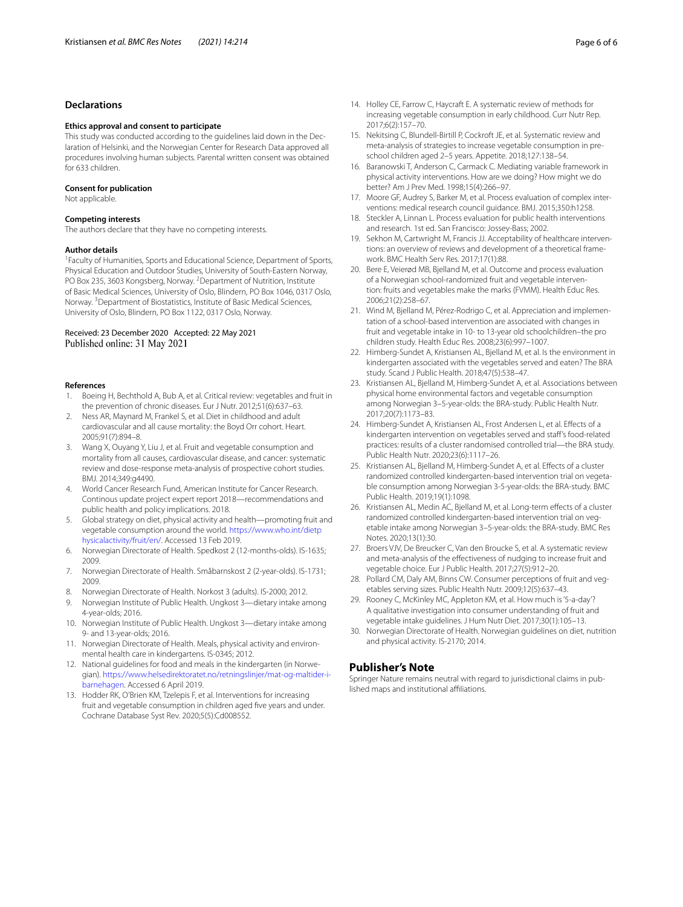## Declarations

### Ethics approval and consent to participate

This study was conducted according to the guidelines laid down in the Declaration of Helsinki, and the Norwegian Center for Research Data approved all procedures involving human subjects. Parental written consent was obtained for 633 children.

### Consent for publication

Not applicable.

### Competing interests

The authors declare that they have no competing interests.

### Author details

[1] Faculty of Humanities, Sports and Educational Science, Department of Sports, Physical Education and Outdoor Studies, University of South-Eastern Norway, PO Box 235, 3603 Kongsberg, Norway. [2] Department of Nutrition, Institute of Basic Medical Sciences, University of Oslo, Blindern, PO Box 1046, 0317 Oslo, Norway. [3] Department of Biostatistics, Institute of Basic Medical Sciences, University of Oslo, Blindern, PO Box 1122, 0317 Oslo, Norway.

Received: 23 December 2020 Accepted: 22 May 2021
Published online: 31 May 2021

### References

1. Boeing H, Bechthold A, Bub A, et al. Critical review: vegetables and fruit in the prevention of chronic diseases. Eur J Nutr. 2012;51(6):637–63.
2. Ness AR, Maynard M, Frankel S, et al. Diet in childhood and adult cardiovascular and all cause mortality: the Boyd Orr cohort. Heart. 2005;91(7):894–8.
3. Wang X, Ouyang Y, Liu J, et al. Fruit and vegetable consumption and mortality from all causes, cardiovascular disease, and cancer: systematic review and dose-response meta-analysis of prospective cohort studies. BMJ. 2014;349:g4490.
4. World Cancer Research Fund, American Institute for Cancer Research. Continous update project expert report 2018—recommendations and public health and policy implications. 2018.
5. Global strategy on diet, physical activity and health—promoting fruit and vegetable consumption around the world. https://www.who.int/dietphysicalactivity/fruit/en/. Accessed 13 Feb 2019.
6. Norwegian Directorate of Health. Spedkost 2 (12-months-olds). IS-1635; 2009.
7. Norwegian Directorate of Health. Småbarnskost 2 (2-year-olds). IS-1731; 2009.
8. Norwegian Directorate of Health. Norkost 3 (adults). IS-2000; 2012.
9. Norwegian Institute of Public Health. Ungkost 3—dietary intake among 4-year-olds; 2016.
10. Norwegian Institute of Public Health. Ungkost 3—dietary intake among 9- and 13-year-olds; 2016.
11. Norwegian Directorate of Health. Meals, physical activity and environmental health care in kindergartens. IS-0345; 2012.
12. National guidelines for food and meals in the kindergarten (in Norwegian). https://www.helsedirektoratet.no/retningslinjer/mat-og-maltider-i-barnehagen. Accessed 6 April 2019.
13. Hodder RK, O'Brien KM, Tzelepis F, et al. Interventions for increasing fruit and vegetable consumption in children aged five years and under. Cochrane Database Syst Rev. 2020;5(5):Cd008552.
14. Holley CE, Farrow C, Haycraft E. A systematic review of methods for increasing vegetable consumption in early childhood. Curr Nutr Rep. 2017;6(2):157–70.
15. Nekitsing C, Blundell-Birtill P, Cockroft JE, et al. Systematic review and meta-analysis of strategies to increase vegetable consumption in preschool children aged 2–5 years. Appetite. 2018;127:138–54.
16. Baranowski T, Anderson C, Carmack C. Mediating variable framework in physical activity interventions. How are we doing? How might we do better? Am J Prev Med. 1998;15(4):266–97.
17. Moore GF, Audrey S, Barker M, et al. Process evaluation of complex interventions: medical research council guidance. BMJ. 2015;350:h1258.
18. Steckler A, Linnan L. Process evaluation for public health interventions and research. 1st ed. San Francisco: Jossey-Bass; 2002.
19. Sekhon M, Cartwright M, Francis JJ. Acceptability of healthcare interventions: an overview of reviews and development of a theoretical framework. BMC Health Serv Res. 2017;17(1):88.
20. Bere E, Veierød MB, Bjelland M, et al. Outcome and process evaluation of a Norwegian school-randomized fruit and vegetable intervention: fruits and vegetables make the marks (FVMM). Health Educ Res. 2006;21(2):258–67.
21. Wind M, Bjelland M, Pérez-Rodrigo C, et al. Appreciation and implementation of a school-based intervention are associated with changes in fruit and vegetable intake in 10- to 13-year old schoolchildren–the pro children study. Health Educ Res. 2008;23(6):997–1007.
22. Himberg-Sundet A, Kristiansen AL, Bjelland M, et al. Is the environment in kindergarten associated with the vegetables served and eaten? The BRA study. Scand J Public Health. 2018;47(5):538–47.
23. Kristiansen AL, Bjelland M, Himberg-Sundet A, et al. Associations between physical home environmental factors and vegetable consumption among Norwegian 3–5-year-olds: the BRA-study. Public Health Nutr. 2017;20(7):1173–83.
24. Himberg-Sundet A, Kristiansen AL, Frost Andersen L, et al. Effects of a kindergarten intervention on vegetables served and staff's food-related practices: results of a cluster randomised controlled trial—the BRA study. Public Health Nutr. 2020;23(6):1117–26.
25. Kristiansen AL, Bjelland M, Himberg-Sundet A, et al. Effects of a cluster randomized controlled kindergarten-based intervention trial on vegetable consumption among Norwegian 3-5-year-olds: the BRA-study. BMC Public Health. 2019;19(1):1098.
26. Kristiansen AL, Medin AC, Bjelland M, et al. Long-term effects of a cluster randomized controlled kindergarten-based intervention trial on vegetable intake among Norwegian 3–5-year-olds: the BRA-study. BMC Res Notes. 2020;13(1):30.
27. Broers VJV, De Breucker C, Van den Broucke S, et al. A systematic review and meta-analysis of the effectiveness of nudging to increase fruit and vegetable choice. Eur J Public Health. 2017;27(5):912–20.
28. Pollard CM, Daly AM, Binns CW. Consumer perceptions of fruit and vegetables serving sizes. Public Health Nutr. 2009;12(5):637–43.
29. Rooney C, McKinley MC, Appleton KM, et al. How much is '5-a-day'? A qualitative investigation into consumer understanding of fruit and vegetable intake guidelines. J Hum Nutr Diet. 2017;30(1):105–13.
30. Norwegian Directorate of Health. Norwegian guidelines on diet, nutrition and physical activity. IS-2170; 2014.

## Publisher's Note

Springer Nature remains neutral with regard to jurisdictional claims in published maps and institutional affiliations.